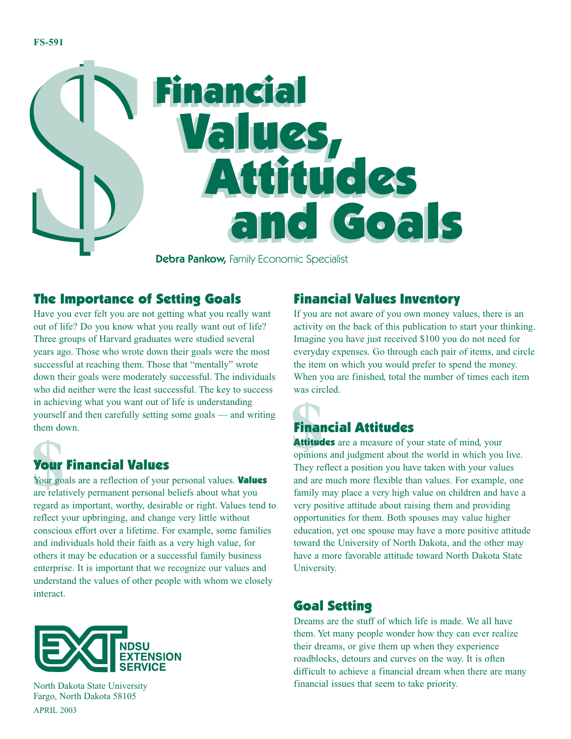FS-591

# Financial Values, Attitudes and Goals

**Debra Pankow,** Family Economic Specialist

## The Importance of Setting Goals

Have you ever felt you are not getting what you really want out of life? Do you know what you really want out of life? Three groups of Harvard graduates were studied several years ago. Those who wrote down their goals were the most successful at reaching them. Those that "mentally" wrote down their goals were moderately successful. The individuals who did neither were the least successful. The key to success in achieving what you want out of life is understanding yourself and then carefully setting some goals — and writing them down.

## Your Financial Values

Your goals are a reflection of your personal values. **Values** are relatively permanent personal beliefs about what you regard as important, worthy, desirable or right. Values tend to reflect your upbringing, and change very little without conscious effort over a lifetime. For example, some families and individuals hold their faith as a very high value, for others it may be education or a successful family business enterprise. It is important that we recognize our values and understand the values of other people with whom we closely interact.

NDSU EXTENSION SERVICE

North Dakota State University
Fargo, North Dakota 58105
APRIL 2003

## Financial Values Inventory

If you are not aware of you own money values, there is an activity on the back of this publication to start your thinking. Imagine you have just received $100 you do not need for everyday expenses. Go through each pair of items, and circle the item on which you would prefer to spend the money. When you are finished, total the number of times each item was circled.

## Financial Attitudes

**Attitudes** are a measure of your state of mind, your opinions and judgment about the world in which you live. They reflect a position you have taken with your values and are much more flexible than values. For example, one family may place a very high value on children and have a very positive attitude about raising them and providing opportunities for them. Both spouses may value higher education, yet one spouse may have a more positive attitude toward the University of North Dakota, and the other may have a more favorable attitude toward North Dakota State University.

## Goal Setting

Dreams are the stuff of which life is made. We all have them. Yet many people wonder how they can ever realize their dreams, or give them up when they experience roadblocks, detours and curves on the way. It is often difficult to achieve a financial dream when there are many financial issues that seem to take priority.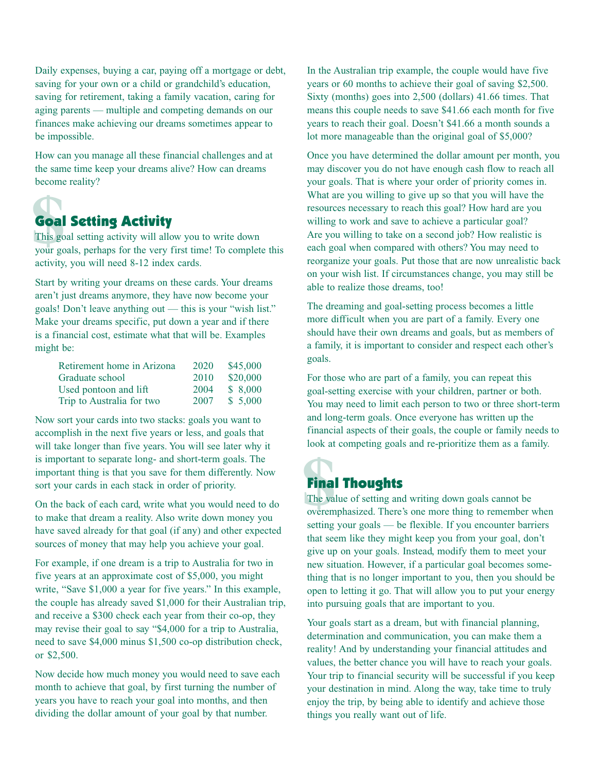Daily expenses, buying a car, paying off a mortgage or debt, saving for your own or a child or grandchild's education, saving for retirement, taking a family vacation, caring for aging parents — multiple and competing demands on our finances make achieving our dreams sometimes appear to be impossible.

How can you manage all these financial challenges and at the same time keep your dreams alive? How can dreams become reality?

## Goal Setting Activity

This goal setting activity will allow you to write down your goals, perhaps for the very first time! To complete this activity, you will need 8-12 index cards.

Start by writing your dreams on these cards. Your dreams aren't just dreams anymore, they have now become your goals! Don't leave anything out — this is your "wish list." Make your dreams specific, put down a year and if there is a financial cost, estimate what that will be. Examples might be:

| | | |
|---|---|---|
| Retirement home in Arizona | 2020 | $45,000 |
| Graduate school | 2010 | $20,000 |
| Used pontoon and lift | 2004 | $ 8,000 |
| Trip to Australia for two | 2007 | $ 5,000 |

Now sort your cards into two stacks: goals you want to accomplish in the next five years or less, and goals that will take longer than five years. You will see later why it is important to separate long- and short-term goals. The important thing is that you save for them differently. Now sort your cards in each stack in order of priority.

On the back of each card, write what you would need to do to make that dream a reality. Also write down money you have saved already for that goal (if any) and other expected sources of money that may help you achieve your goal.

For example, if one dream is a trip to Australia for two in five years at an approximate cost of $5,000, you might write, "Save $1,000 a year for five years." In this example, the couple has already saved $1,000 for their Australian trip, and receive a $300 check each year from their co-op, they may revise their goal to say "$4,000 for a trip to Australia, need to save $4,000 minus $1,500 co-op distribution check, or $2,500.

Now decide how much money you would need to save each month to achieve that goal, by first turning the number of years you have to reach your goal into months, and then dividing the dollar amount of your goal by that number.

In the Australian trip example, the couple would have five years or 60 months to achieve their goal of saving $2,500. Sixty (months) goes into 2,500 (dollars) 41.66 times. That means this couple needs to save $41.66 each month for five years to reach their goal. Doesn't $41.66 a month sounds a lot more manageable than the original goal of $5,000?

Once you have determined the dollar amount per month, you may discover you do not have enough cash flow to reach all your goals. That is where your order of priority comes in. What are you willing to give up so that you will have the resources necessary to reach this goal? How hard are you willing to work and save to achieve a particular goal? Are you willing to take on a second job? How realistic is each goal when compared with others? You may need to reorganize your goals. Put those that are now unrealistic back on your wish list. If circumstances change, you may still be able to realize those dreams, too!

The dreaming and goal-setting process becomes a little more difficult when you are part of a family. Every one should have their own dreams and goals, but as members of a family, it is important to consider and respect each other's goals.

For those who are part of a family, you can repeat this goal-setting exercise with your children, partner or both. You may need to limit each person to two or three short-term and long-term goals. Once everyone has written up the financial aspects of their goals, the couple or family needs to look at competing goals and re-prioritize them as a family.

## Final Thoughts

The value of setting and writing down goals cannot be overemphasized. There's one more thing to remember when setting your goals — be flexible. If you encounter barriers that seem like they might keep you from your goal, don't give up on your goals. Instead, modify them to meet your new situation. However, if a particular goal becomes something that is no longer important to you, then you should be open to letting it go. That will allow you to put your energy into pursuing goals that are important to you.

Your goals start as a dream, but with financial planning, determination and communication, you can make them a reality! And by understanding your financial attitudes and values, the better chance you will have to reach your goals. Your trip to financial security will be successful if you keep your destination in mind. Along the way, take time to truly enjoy the trip, by being able to identify and achieve those things you really want out of life.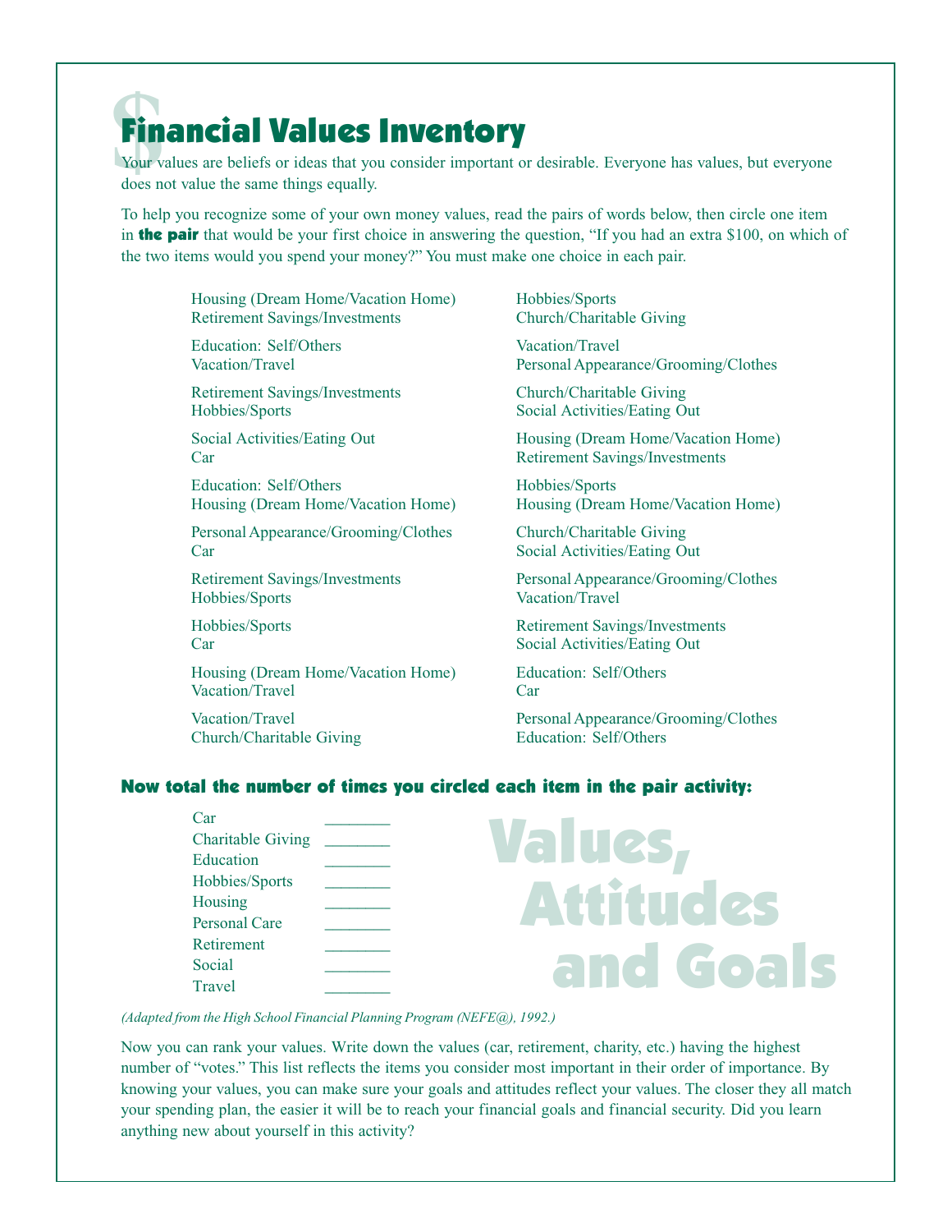# Financial Values Inventory

Your values are beliefs or ideas that you consider important or desirable. Everyone has values, but everyone does not value the same things equally.

To help you recognize some of your own money values, read the pairs of words below, then circle one item in **the pair** that would be your first choice in answering the question, "If you had an extra $100, on which of the two items would you spend your money?" You must make one choice in each pair.

Housing (Dream Home/Vacation Home)
Retirement Savings/Investments

Education: Self/Others
Vacation/Travel

Retirement Savings/Investments
Hobbies/Sports

Social Activities/Eating Out
Car

Education: Self/Others
Housing (Dream Home/Vacation Home)

Personal Appearance/Grooming/Clothes
Car

Retirement Savings/Investments
Hobbies/Sports

Hobbies/Sports
Car

Housing (Dream Home/Vacation Home)
Vacation/Travel

Vacation/Travel
Church/Charitable Giving

Hobbies/Sports
Church/Charitable Giving

Vacation/Travel
Personal Appearance/Grooming/Clothes

Church/Charitable Giving
Social Activities/Eating Out

Housing (Dream Home/Vacation Home)
Retirement Savings/Investments

Hobbies/Sports
Housing (Dream Home/Vacation Home)

Church/Charitable Giving
Social Activities/Eating Out

Personal Appearance/Grooming/Clothes
Vacation/Travel

Retirement Savings/Investments
Social Activities/Eating Out

Education: Self/Others
Car

Personal Appearance/Grooming/Clothes
Education: Self/Others

### Now total the number of times you circled each item in the pair activity:

| | |
|---|---|
| Car | ________ |
| Charitable Giving | ________ |
| Education | ________ |
| Hobbies/Sports | ________ |
| Housing | ________ |
| Personal Care | ________ |
| Retirement | ________ |
| Social | ________ |
| Travel | ________ |

Values, Attitudes and Goals

*(Adapted from the High School Financial Planning Program (NEFE@), 1992.)*

Now you can rank your values. Write down the values (car, retirement, charity, etc.) having the highest number of "votes." This list reflects the items you consider most important in their order of importance. By knowing your values, you can make sure your goals and attitudes reflect your values. The closer they all match your spending plan, the easier it will be to reach your financial goals and financial security. Did you learn anything new about yourself in this activity?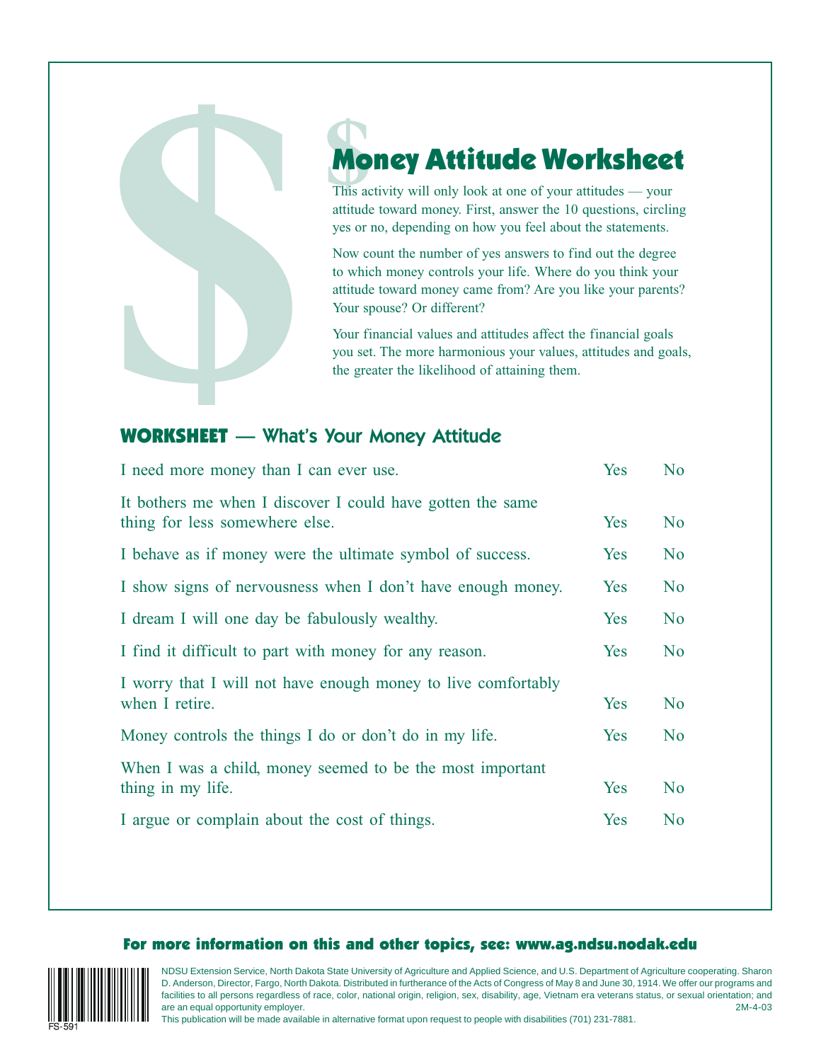# Money Attitude Worksheet

This activity will only look at one of your attitudes — your attitude toward money. First, answer the 10 questions, circling yes or no, depending on how you feel about the statements.

Now count the number of yes answers to find out the degree to which money controls your life. Where do you think your attitude toward money came from? Are you like your parents? Your spouse? Or different?

Your financial values and attitudes affect the financial goals you set. The more harmonious your values, attitudes and goals, the greater the likelihood of attaining them.

## WORKSHEET — What's Your Money Attitude

| | | |
|---|---|---|
| I need more money than I can ever use. | Yes | No |
| It bothers me when I discover I could have gotten the same thing for less somewhere else. | Yes | No |
| I behave as if money were the ultimate symbol of success. | Yes | No |
| I show signs of nervousness when I don't have enough money. | Yes | No |
| I dream I will one day be fabulously wealthy. | Yes | No |
| I find it difficult to part with money for any reason. | Yes | No |
| I worry that I will not have enough money to live comfortably when I retire. | Yes | No |
| Money controls the things I do or don't do in my life. | Yes | No |
| When I was a child, money seemed to be the most important thing in my life. | Yes | No |
| I argue or complain about the cost of things. | Yes | No |

**For more information on this and other topics, see: www.ag.ndsu.nodak.edu**

FS-591

NDSU Extension Service, North Dakota State University of Agriculture and Applied Science, and U.S. Department of Agriculture cooperating. Sharon D. Anderson, Director, Fargo, North Dakota. Distributed in furtherance of the Acts of Congress of May 8 and June 30, 1914. We offer our programs and facilities to all persons regardless of race, color, national origin, religion, sex, disability, age, Vietnam era veterans status, or sexual orientation; and are an equal opportunity employer. 2M-4-03

This publication will be made available in alternative format upon request to people with disabilities (701) 231-7881.